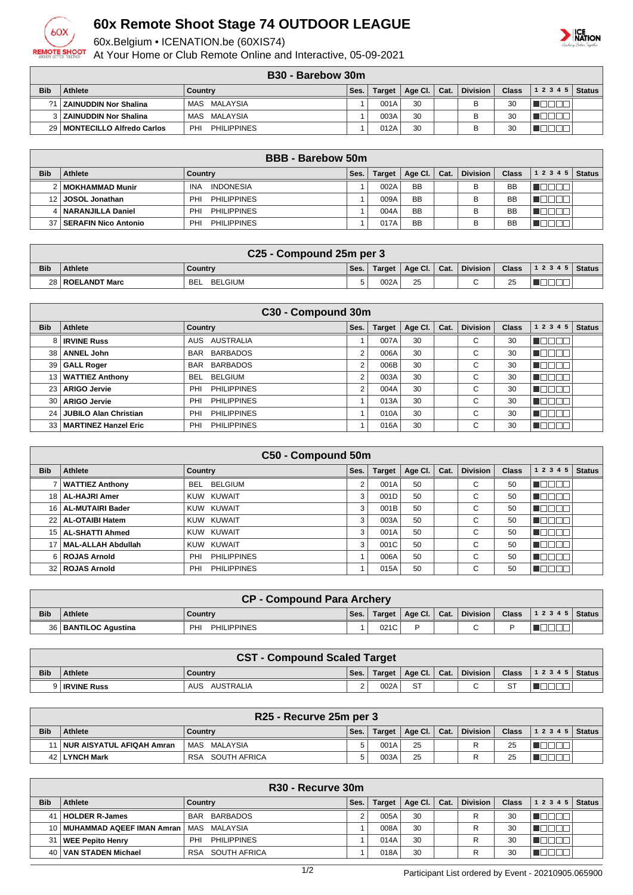# 60x Remote Shoot Stage 74 OUTDOOR LEAGUE

60x.Belgium • ICENATION.be (60XIS74)

At Your Home or Club Remote Online and Interactive, 05-09-2021

## B30 - Barebow 30m

| Bib | Athlete | Country | Ses. | Target | Age Cl. | Cat. | Division | Class | 1 2 3 4 5 | Status |
|---|---|---|---|---|---|---|---|---|---|---|
| ?1 | ZAINUDDIN Nor Shalina | MAS MALAYSIA | 1 | 001A | 30 | | B | 30 | | |
| 3 | ZAINUDDIN Nor Shalina | MAS MALAYSIA | 1 | 003A | 30 | | B | 30 | | |
| 29 | MONTECILLO Alfredo Carlos | PHI PHILIPPINES | 1 | 012A | 30 | | B | 30 | | |

## BBB - Barebow 50m

| Bib | Athlete | Country | Ses. | Target | Age Cl. | Cat. | Division | Class | 1 2 3 4 5 | Status |
|---|---|---|---|---|---|---|---|---|---|---|
| 2 | MOKHAMMAD Munir | INA INDONESIA | 1 | 002A | BB | | B | BB | | |
| 12 | JOSOL Jonathan | PHI PHILIPPINES | 1 | 009A | BB | | B | BB | | |
| 4 | NARANJILLA Daniel | PHI PHILIPPINES | 1 | 004A | BB | | B | BB | | |
| 37 | SERAFIN Nico Antonio | PHI PHILIPPINES | 1 | 017A | BB | | B | BB | | |

## C25 - Compound 25m per 3

| Bib | Athlete | Country | Ses. | Target | Age Cl. | Cat. | Division | Class | 1 2 3 4 5 | Status |
|---|---|---|---|---|---|---|---|---|---|---|
| 28 | ROELANDT Marc | BEL BELGIUM | 5 | 002A | 25 | | C | 25 | | |

## C30 - Compound 30m

| Bib | Athlete | Country | Ses. | Target | Age Cl. | Cat. | Division | Class | 1 2 3 4 5 | Status |
|---|---|---|---|---|---|---|---|---|---|---|
| 8 | IRVINE Russ | AUS AUSTRALIA | 1 | 007A | 30 | | C | 30 | | |
| 38 | ANNEL John | BAR BARBADOS | 2 | 006A | 30 | | C | 30 | | |
| 39 | GALL Roger | BAR BARBADOS | 2 | 006B | 30 | | C | 30 | | |
| 13 | WATTIEZ Anthony | BEL BELGIUM | 2 | 003A | 30 | | C | 30 | | |
| 23 | ARIGO Jervie | PHI PHILIPPINES | 2 | 004A | 30 | | C | 30 | | |
| 30 | ARIGO Jervie | PHI PHILIPPINES | 1 | 013A | 30 | | C | 30 | | |
| 24 | JUBILO Alan Christian | PHI PHILIPPINES | 1 | 010A | 30 | | C | 30 | | |
| 33 | MARTINEZ Hanzel Eric | PHI PHILIPPINES | 1 | 016A | 30 | | C | 30 | | |

## C50 - Compound 50m

| Bib | Athlete | Country | Ses. | Target | Age Cl. | Cat. | Division | Class | 1 2 3 4 5 | Status |
|---|---|---|---|---|---|---|---|---|---|---|
| 7 | WATTIEZ Anthony | BEL BELGIUM | 2 | 001A | 50 | | C | 50 | | |
| 18 | AL-HAJRI Amer | KUW KUWAIT | 3 | 001D | 50 | | C | 50 | | |
| 16 | AL-MUTAIRI Bader | KUW KUWAIT | 3 | 001B | 50 | | C | 50 | | |
| 22 | AL-OTAIBI Hatem | KUW KUWAIT | 3 | 003A | 50 | | C | 50 | | |
| 15 | AL-SHATTI Ahmed | KUW KUWAIT | 3 | 001A | 50 | | C | 50 | | |
| 17 | MAL-ALLAH Abdullah | KUW KUWAIT | 3 | 001C | 50 | | C | 50 | | |
| 6 | ROJAS Arnold | PHI PHILIPPINES | 1 | 006A | 50 | | C | 50 | | |
| 32 | ROJAS Arnold | PHI PHILIPPINES | 1 | 015A | 50 | | C | 50 | | |

## CP - Compound Para Archery

| Bib | Athlete | Country | Ses. | Target | Age Cl. | Cat. | Division | Class | 1 2 3 4 5 | Status |
|---|---|---|---|---|---|---|---|---|---|---|
| 36 | BANTILOC Agustina | PHI PHILIPPINES | 1 | 021C | P | | C | P | | |

## CST - Compound Scaled Target

| Bib | Athlete | Country | Ses. | Target | Age Cl. | Cat. | Division | Class | 1 2 3 4 5 | Status |
|---|---|---|---|---|---|---|---|---|---|---|
| 9 | IRVINE Russ | AUS AUSTRALIA | 2 | 002A | ST | | C | ST | | |

## R25 - Recurve 25m per 3

| Bib | Athlete | Country | Ses. | Target | Age Cl. | Cat. | Division | Class | 1 2 3 4 5 | Status |
|---|---|---|---|---|---|---|---|---|---|---|
| 11 | NUR AISYATUL AFIQAH Amran | MAS MALAYSIA | 5 | 001A | 25 | | R | 25 | | |
| 42 | LYNCH Mark | RSA SOUTH AFRICA | 5 | 003A | 25 | | R | 25 | | |

## R30 - Recurve 30m

| Bib | Athlete | Country | Ses. | Target | Age Cl. | Cat. | Division | Class | 1 2 3 4 5 | Status |
|---|---|---|---|---|---|---|---|---|---|---|
| 41 | HOLDER R-James | BAR BARBADOS | 2 | 005A | 30 | | R | 30 | | |
| 10 | MUHAMMAD AQEEF IMAN Amran | MAS MALAYSIA | 1 | 008A | 30 | | R | 30 | | |
| 31 | WEE Pepito Henry | PHI PHILIPPINES | 1 | 014A | 30 | | R | 30 | | |
| 40 | VAN STADEN Michael | RSA SOUTH AFRICA | 1 | 018A | 30 | | R | 30 | | |

Participant List ordered by Event - 20210905.065900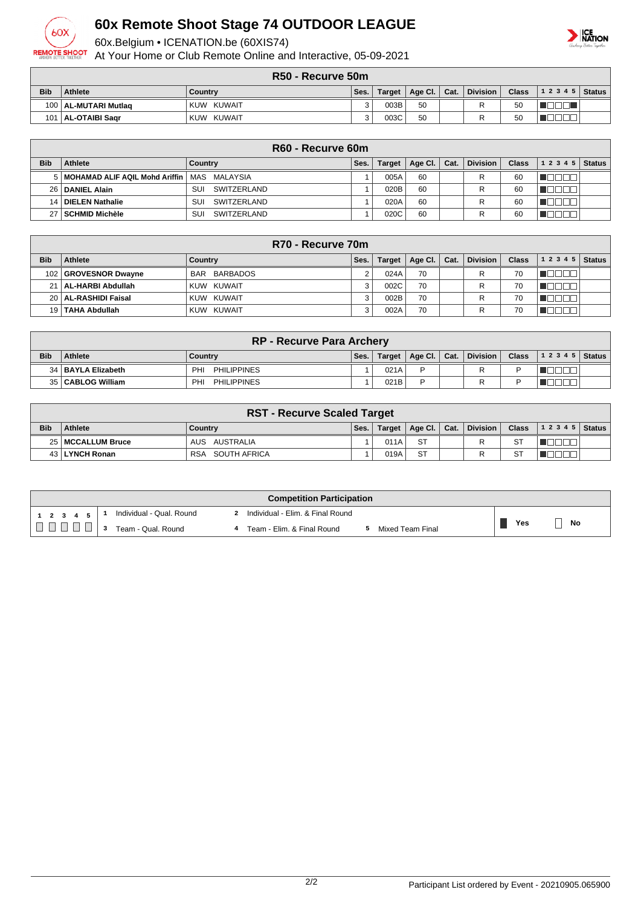# 60x Remote Shoot Stage 74 OUTDOOR LEAGUE

60x.Belgium • ICENATION.be (60XIS74)

At Your Home or Club Remote Online and Interactive, 05-09-2021

| R50 - Recurve 50m | | | | | | | | | | |
|---|---|---|---|---|---|---|---|---|---|---|
| **Bib** | **Athlete** | **Country** | **Ses.** | **Target** | **Age Cl.** | **Cat.** | **Division** | **Class** | **1 2 3 4 5** | **Status** |
| 100 | **AL-MUTARI Mutlaq** | KUW KUWAIT | 3 | 003B | 50 | | R | 50 | ■□□□■ | |
| 101 | **AL-OTAIBI Saqr** | KUW KUWAIT | 3 | 003C | 50 | | R | 50 | ■□□□□ | |

| R60 - Recurve 60m | | | | | | | | | | |
|---|---|---|---|---|---|---|---|---|---|---|
| **Bib** | **Athlete** | **Country** | **Ses.** | **Target** | **Age Cl.** | **Cat.** | **Division** | **Class** | **1 2 3 4 5** | **Status** |
| 5 | **MOHAMAD ALIF AQIL Mohd Ariffin** | MAS MALAYSIA | 1 | 005A | 60 | | R | 60 | ■□□□□ | |
| 26 | **DANIEL Alain** | SUI SWITZERLAND | 1 | 020B | 60 | | R | 60 | ■□□□□ | |
| 14 | **DIELEN Nathalie** | SUI SWITZERLAND | 1 | 020A | 60 | | R | 60 | ■□□□□ | |
| 27 | **SCHMID Michèle** | SUI SWITZERLAND | 1 | 020C | 60 | | R | 60 | ■□□□□ | |

| R70 - Recurve 70m | | | | | | | | | | |
|---|---|---|---|---|---|---|---|---|---|---|
| **Bib** | **Athlete** | **Country** | **Ses.** | **Target** | **Age Cl.** | **Cat.** | **Division** | **Class** | **1 2 3 4 5** | **Status** |
| 102 | **GROVESNOR Dwayne** | BAR BARBADOS | 2 | 024A | 70 | | R | 70 | ■□□□□ | |
| 21 | **AL-HARBI Abdullah** | KUW KUWAIT | 3 | 002C | 70 | | R | 70 | ■□□□□ | |
| 20 | **AL-RASHIDI Faisal** | KUW KUWAIT | 3 | 002B | 70 | | R | 70 | ■□□□□ | |
| 19 | **TAHA Abdullah** | KUW KUWAIT | 3 | 002A | 70 | | R | 70 | ■□□□□ | |

| RP - Recurve Para Archery | | | | | | | | | | |
|---|---|---|---|---|---|---|---|---|---|---|
| **Bib** | **Athlete** | **Country** | **Ses.** | **Target** | **Age Cl.** | **Cat.** | **Division** | **Class** | **1 2 3 4 5** | **Status** |
| 34 | **BAYLA Elizabeth** | PHI PHILIPPINES | 1 | 021A | P | | R | P | ■□□□□ | |
| 35 | **CABLOG William** | PHI PHILIPPINES | 1 | 021B | P | | R | P | ■□□□□ | |

| RST - Recurve Scaled Target | | | | | | | | | | |
|---|---|---|---|---|---|---|---|---|---|---|
| **Bib** | **Athlete** | **Country** | **Ses.** | **Target** | **Age Cl.** | **Cat.** | **Division** | **Class** | **1 2 3 4 5** | **Status** |
| 25 | **MCCALLUM Bruce** | AUS AUSTRALIA | 1 | 011A | ST | | R | ST | ■□□□□ | |
| 43 | **LYNCH Ronan** | RSA SOUTH AFRICA | 1 | 019A | ST | | R | ST | ■□□□□ | |

| Competition Participation | | | | |
|---|---|---|---|---|
| 1 2 3 4 5 | 1 Individual - Qual. Round | 2 Individual - Elim. & Final Round | | ■ Yes □ No |
| □ □ □ □ □ | 3 Team - Qual. Round | 4 Team - Elim. & Final Round | 5 Mixed Team Final | |

Participant List ordered by Event - 20210905.065900